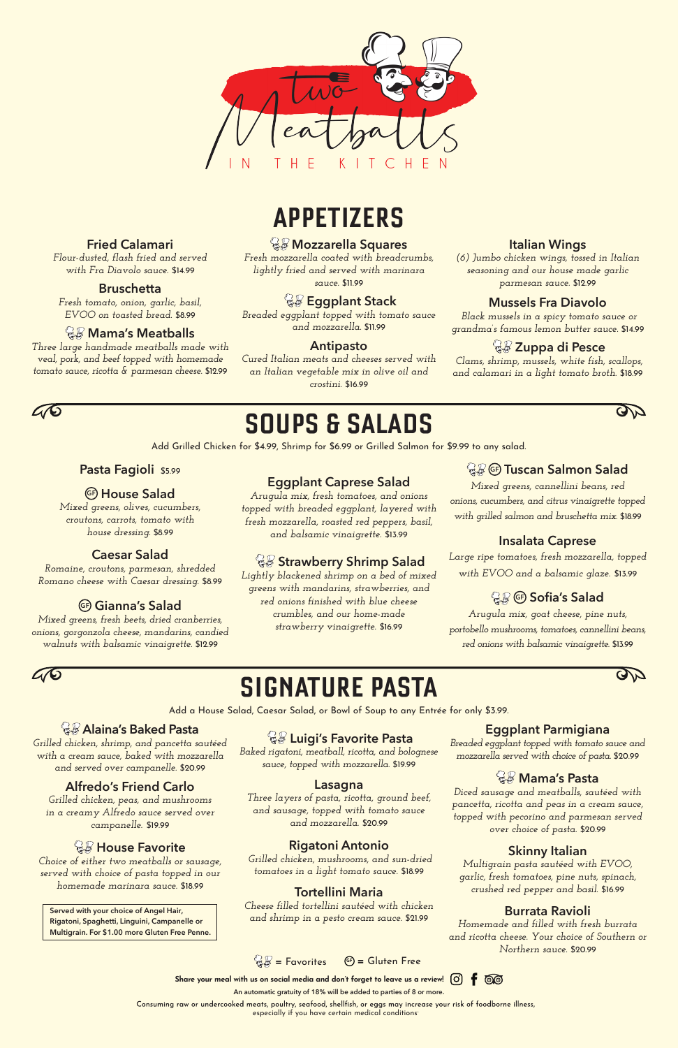# Two Meatballs IN THE KITCHEN

## APPETIZERS

### Fried Calamari
*Flour-dusted, flash fried and served with Fra Diavolo sauce.* $14.99

### Bruschetta
*Fresh tomato, onion, garlic, basil, EVOO on toasted bread.* $8.99

### Mama's Meatballs
*Three large handmade meatballs made with veal, pork, and beef topped with homemade tomato sauce, ricotta & parmesan cheese.* $12.99

### Mozzarella Squares
*Fresh mozzarella coated with breadcrumbs, lightly fried and served with marinara sauce.* $11.99

### Eggplant Stack
*Breaded eggplant topped with tomato sauce and mozzarella.* $11.99

### Antipasto
*Cured Italian meats and cheeses served with an Italian vegetable mix in olive oil and crostini.* $16.99

### Italian Wings
*(6) Jumbo chicken wings, tossed in Italian seasoning and our house made garlic parmesan sauce.* $12.99

### Mussels Fra Diavolo
*Black mussels in a spicy tomato sauce or grandma's famous lemon butter sauce.* $14.99

### Zuppa di Pesce
*Clams, shrimp, mussels, white fish, scallops, and calamari in a light tomato broth.* $18.99

## SOUPS & SALADS

Add Grilled Chicken for $4.99, Shrimp for $6.99 or Grilled Salmon for $9.99 to any salad.

### Pasta Fagioli $5.99

### (GF) House Salad
*Mixed greens, olives, cucumbers, croutons, carrots, tomato with house dressing.* $8.99

### Caesar Salad
*Romaine, croutons, parmesan, shredded Romano cheese with Caesar dressing.* $8.99

### (GF) Gianna's Salad
*Mixed greens, fresh beets, dried cranberries, onions, gorgonzola cheese, mandarins, candied walnuts with balsamic vinaigrette.* $12.99

### Eggplant Caprese Salad
*Arugula mix, fresh tomatoes, and onions topped with breaded eggplant, layered with fresh mozzarella, roasted red peppers, basil, and balsamic vinaigrette.* $13.99

### Strawberry Shrimp Salad
*Lightly blackened shrimp on a bed of mixed greens with mandarins, strawberries, and red onions finished with blue cheese crumbles, and our home-made strawberry vinaigrette.* $16.99

### (GF) Tuscan Salmon Salad
*Mixed greens, cannellini beans, red onions, cucumbers, and citrus vinaigrette topped with grilled salmon and bruschetta mix.* $18.99

### Insalata Caprese
*Large ripe tomatoes, fresh mozzarella, topped with EVOO and a balsamic glaze.* $13.99

### (GF) Sofia's Salad
*Arugula mix, goat cheese, pine nuts, portobello mushrooms, tomatoes, cannellini beans, red onions with balsamic vinaigrette.* $13.99

## SIGNATURE PASTA

Add a House Salad, Caesar Salad, or Bowl of Soup to any Entrée for only $3.99.

### Alaina's Baked Pasta
*Grilled chicken, shrimp, and pancetta sautéed with a cream sauce, baked with mozzarella and served over campanelle.* $20.99

### Alfredo's Friend Carlo
*Grilled chicken, peas, and mushrooms in a creamy Alfredo sauce served over campanelle.* $19.99

### House Favorite
*Choice of either two meatballs or sausage, served with choice of pasta topped in our homemade marinara sauce.* $18.99

**Served with your choice of Angel Hair, Rigatoni, Spaghetti, Linguini, Campanelle or Multigrain. For $1.00 more Gluten Free Penne.**

### Luigi's Favorite Pasta
*Baked rigatoni, meatball, ricotta, and bolognese sauce, topped with mozzarella.* $19.99

### Lasagna
*Three layers of pasta, ricotta, ground beef, and sausage, topped with tomato sauce and mozzarella.* $20.99

### Rigatoni Antonio
*Grilled chicken, mushrooms, and sun-dried tomatoes in a light tomato sauce.* $18.99

### Tortellini Maria
*Cheese filled tortellini sautéed with chicken and shrimp in a pesto cream sauce.* $21.99

### Eggplant Parmigiana
*Breaded eggplant topped with tomato sauce and mozzarella served with choice of pasta.* $20.99

### Mama's Pasta
*Diced sausage and meatballs, sautéed with pancetta, ricotta and peas in a cream sauce, topped with pecorino and parmesan served over choice of pasta.* $20.99

### Skinny Italian
*Multigrain pasta sautéed with EVOO, garlic, fresh tomatoes, pine nuts, spinach, crushed red pepper and basil.* $16.99

### Burrata Ravioli
*Homemade and filled with fresh burrata and ricotta cheese. Your choice of Southern or Northern sauce.* $20.99

= Favorites (GF) = Gluten Free

**Share your meal with us on social media and don't forget to leave us a review!**

An automatic gratuity of 18% will be added to parties of 8 or more.

Consuming raw or undercooked meats, poultry, seafood, shellfish, or eggs may increase your risk of foodborne illness, especially if you have certain medical conditions.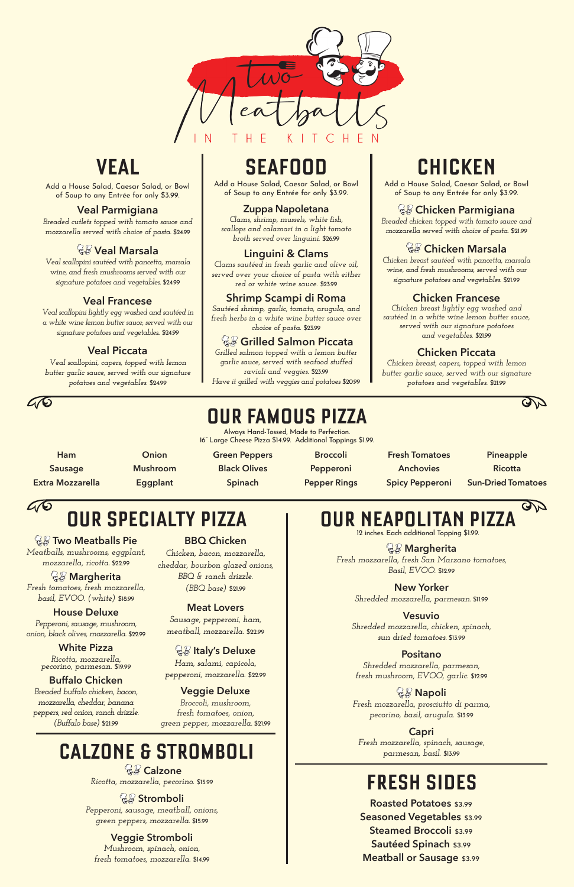# Two Meatballs IN THE KITCHEN

## VEAL

Add a House Salad, Caesar Salad, or Bowl of Soup to any Entrée for only $3.99.

### Veal Parmigiana

*Breaded cutlets topped with tomato sauce and mozzarella served with choice of pasta.* $24.99

### Veal Marsala

*Veal scallopini sautéed with pancetta, marsala wine, and fresh mushrooms served with our signature potatoes and vegetables.* $24.99

### Veal Francese

*Veal scallopini lightly egg washed and sautéed in a white wine lemon butter sauce, served with our signature potatoes and vegetables.* $24.99

### Veal Piccata

*Veal scallopini, capers, topped with lemon butter garlic sauce, served with our signature potatoes and vegetables.* $24.99

## SEAFOOD

Add a House Salad, Caesar Salad, or Bowl of Soup to any Entrée for only $3.99.

### Zuppa Napoletana

*Clams, shrimp, mussels, white fish, scallops and calamari in a light tomato broth served over linguini.* $26.99

### Linguini & Clams

*Clams sautéed in fresh garlic and olive oil, served over your choice of pasta with either red or white wine sauce.* $23.99

### Shrimp Scampi di Roma

*Sautéed shrimp, garlic, tomato, arugula, and fresh herbs in a white wine butter sauce over choice of pasta.* $23.99

### Grilled Salmon Piccata

*Grilled salmon topped with a lemon butter garlic sauce, served with seafood stuffed ravioli and veggies.* $23.99

*Have it grilled with veggies and potatoes* $20.99

## CHICKEN

Add a House Salad, Caesar Salad, or Bowl of Soup to any Entrée for only $3.99.

### Chicken Parmigiana

*Breaded chicken topped with tomato sauce and mozzarella served with choice of pasta.* $21.99

### Chicken Marsala

*Chicken breast sautéed with pancetta, marsala wine, and fresh mushrooms, served with our signature potatoes and vegetables.* $21.99

### Chicken Francese

*Chicken breast lightly egg washed and sautéed in a white wine lemon butter sauce, served with our signature potatoes and vegetables.* $21.99

### Chicken Piccata

*Chicken breast, capers, topped with lemon butter garlic sauce, served with our signature potatoes and vegetables.* $21.99

## OUR FAMOUS PIZZA

Always Hand-Tossed, Made to Perfection.
16" Large Cheese Pizza $14.99. Additional Toppings $1.99.

| | | | | | |
|---|---|---|---|---|---|
| Ham | Onion | Green Peppers | Broccoli | Fresh Tomatoes | Pineapple |
| Sausage | Mushroom | Black Olives | Pepperoni | Anchovies | Ricotta |
| Extra Mozzarella | Eggplant | Spinach | Pepper Rings | Spicy Pepperoni | Sun-Dried Tomatoes |

## OUR SPECIALTY PIZZA

### Two Meatballs Pie

*Meatballs, mushrooms, eggplant, mozzarella, ricotta.* $22.99

### Margherita

*Fresh tomatoes, fresh mozzarella, basil, EVOO. (white)* $18.99

### House Deluxe

*Pepperoni, sausage, mushroom, onion, black olives, mozzarella.* $22.99

### White Pizza

*Ricotta, mozzarella, pecorino, parmesan.* $19.99

### Buffalo Chicken

*Breaded buffalo chicken, bacon, mozzarella, cheddar, banana peppers, red onion, ranch drizzle. (Buffalo base)* $21.99

### BBQ Chicken

*Chicken, bacon, mozzarella, cheddar, bourbon glazed onions, BBQ & ranch drizzle. (BBQ base)* $21.99

### Meat Lovers

*Sausage, pepperoni, ham, meatball, mozzarella.* $22.99

### Italy's Deluxe

*Ham, salami, capicola, pepperoni, mozzarella.* $22.99

### Veggie Deluxe

*Broccoli, mushroom, fresh tomatoes, onion, green pepper, mozzarella.* $21.99

## CALZONE & STROMBOLI

### Calzone

*Ricotta, mozzarella, pecorino.* $15.99

### Stromboli

*Pepperoni, sausage, meatball, onions, green peppers, mozzarella.* $15.99

### Veggie Stromboli

*Mushroom, spinach, onion, fresh tomatoes, mozzarella.* $14.99

## OUR NEAPOLITAN PIZZA

12 inches. Each additional Topping $1.99.

### Margherita

*Fresh mozzarella, fresh San Marzano tomatoes, Basil, EVOO.* $12.99

### New Yorker

*Shredded mozzarella, parmesan.* $11.99

### Vesuvio

*Shredded mozzarella, chicken, spinach, sun dried tomatoes.* $13.99

### Positano

*Shredded mozzarella, parmesan, fresh mushroom, EVOO, garlic.* $12.99

### Napoli

*Fresh mozzarella, prosciutto di parma, pecorino, basil, arugula.* $13.99

### Capri

*Fresh mozzarella, spinach, sausage, parmesan, basil.* $13.99

## FRESH SIDES

- **Roasted Potatoes** $3.99
- **Seasoned Vegetables** $3.99
- **Steamed Broccoli** $3.99
- **Sautéed Spinach** $3.99
- **Meatball or Sausage** $3.99